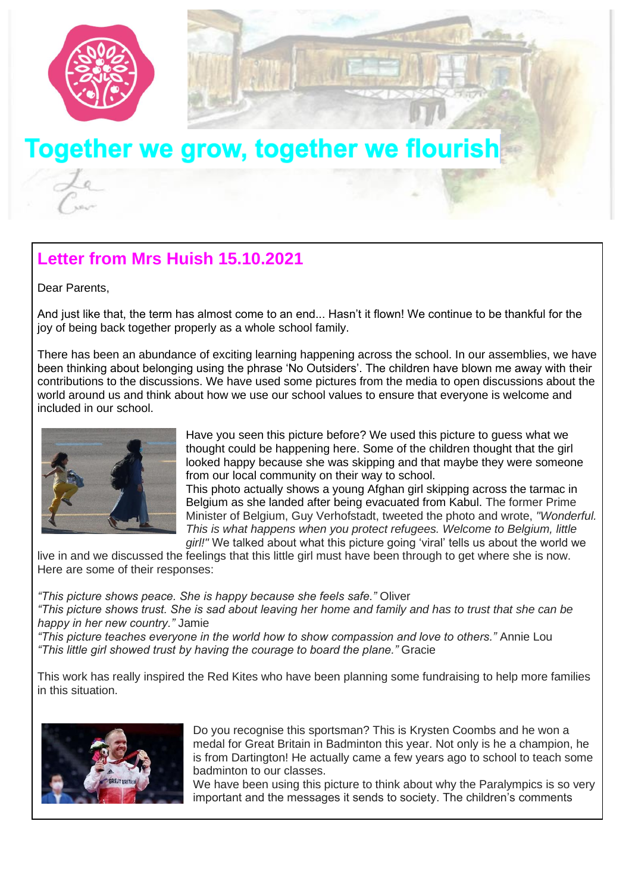# Together we grow, together we flourish

## Letter from Mrs Huish 15.10.2021

Dear Parents,

And just like that, the term has almost come to an end... Hasn't it flown! We continue to be thankful for the joy of being back together properly as a whole school family.

There has been an abundance of exciting learning happening across the school. In our assemblies, we have been thinking about belonging using the phrase 'No Outsiders'. The children have blown me away with their contributions to the discussions. We have used some pictures from the media to open discussions about the world around us and think about how we use our school values to ensure that everyone is welcome and included in our school.

Have you seen this picture before? We used this picture to guess what we thought could be happening here. Some of the children thought that the girl looked happy because she was skipping and that maybe they were someone from our local community on their way to school.

This photo actually shows a young Afghan girl skipping across the tarmac in Belgium as she landed after being evacuated from Kabul. The former Prime Minister of Belgium, Guy Verhofstadt, tweeted the photo and wrote, *"Wonderful. This is what happens when you protect refugees. Welcome to Belgium, little girl!"* We talked about what this picture going 'viral' tells us about the world we live in and we discussed the feelings that this little girl must have been through to get where she is now. Here are some of their responses:

*"This picture shows peace. She is happy because she feels safe."* Oliver
*"This picture shows trust. She is sad about leaving her home and family and has to trust that she can be happy in her new country."* Jamie
*"This picture teaches everyone in the world how to show compassion and love to others."* Annie Lou
*"This little girl showed trust by having the courage to board the plane."* Gracie

This work has really inspired the Red Kites who have been planning some fundraising to help more families in this situation.

Do you recognise this sportsman? This is Krysten Coombs and he won a medal for Great Britain in Badminton this year. Not only is he a champion, he is from Dartington! He actually came a few years ago to school to teach some badminton to our classes.

We have been using this picture to think about why the Paralympics is so very important and the messages it sends to society. The children's comments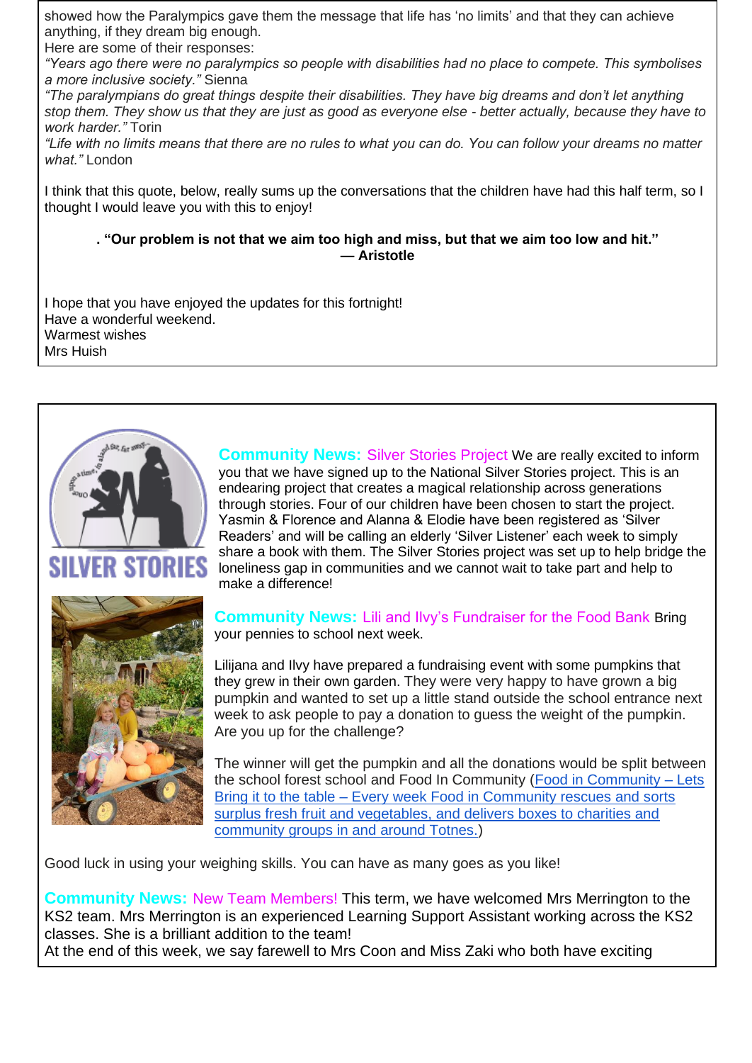showed how the Paralympics gave them the message that life has 'no limits' and that they can achieve anything, if they dream big enough.
Here are some of their responses:

*"Years ago there were no paralympics so people with disabilities had no place to compete. This symbolises a more inclusive society."* Sienna

*"The paralympians do great things despite their disabilities. They have big dreams and don't let anything stop them. They show us that they are just as good as everyone else - better actually, because they have to work harder."* Torin

*"Life with no limits means that there are no rules to what you can do. You can follow your dreams no matter what."* London

I think that this quote, below, really sums up the conversations that the children have had this half term, so I thought I would leave you with this to enjoy!

**. "Our problem is not that we aim too high and miss, but that we aim too low and hit."**
**— Aristotle**

I hope that you have enjoyed the updates for this fortnight!
Have a wonderful weekend.
Warmest wishes
Mrs Huish

**Community News:** Silver Stories Project We are really excited to inform you that we have signed up to the National Silver Stories project. This is an endearing project that creates a magical relationship across generations through stories. Four of our children have been chosen to start the project. Yasmin & Florence and Alanna & Elodie have been registered as 'Silver Readers' and will be calling an elderly 'Silver Listener' each week to simply share a book with them. The Silver Stories project was set up to help bridge the loneliness gap in communities and we cannot wait to take part and help to make a difference!

**Community News:** Lili and Ilvy's Fundraiser for the Food Bank Bring your pennies to school next week.

Lilijana and Ilvy have prepared a fundraising event with some pumpkins that they grew in their own garden. They were very happy to have grown a big pumpkin and wanted to set up a little stand outside the school entrance next week to ask people to pay a donation to guess the weight of the pumpkin. Are you up for the challenge?

The winner will get the pumpkin and all the donations would be split between the school forest school and Food In Community (Food in Community – Lets Bring it to the table – Every week Food in Community rescues and sorts surplus fresh fruit and vegetables, and delivers boxes to charities and community groups in and around Totnes.)

Good luck in using your weighing skills. You can have as many goes as you like!

**Community News:** New Team Members! This term, we have welcomed Mrs Merrington to the KS2 team. Mrs Merrington is an experienced Learning Support Assistant working across the KS2 classes. She is a brilliant addition to the team!
At the end of this week, we say farewell to Mrs Coon and Miss Zaki who both have exciting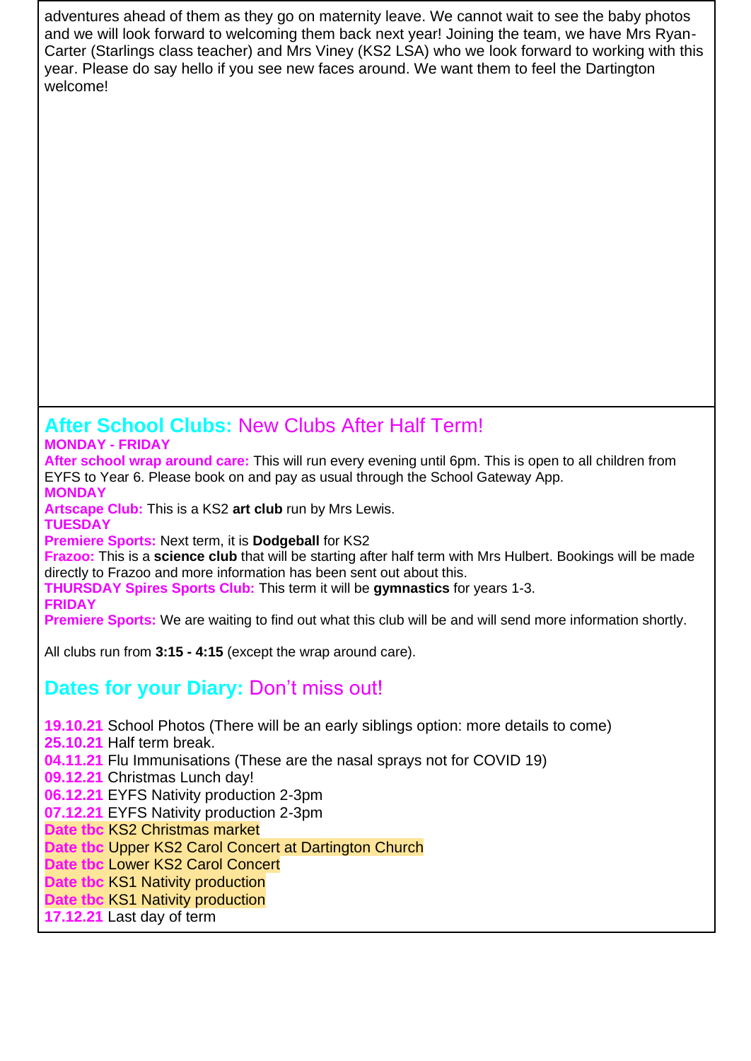adventures ahead of them as they go on maternity leave. We cannot wait to see the baby photos and we will look forward to welcoming them back next year! Joining the team, we have Mrs Ryan-Carter (Starlings class teacher) and Mrs Viney (KS2 LSA) who we look forward to working with this year. Please do say hello if you see new faces around. We want them to feel the Dartington welcome!

## After School Clubs: New Clubs After Half Term!

**MONDAY - FRIDAY**

**After school wrap around care:** This will run every evening until 6pm. This is open to all children from EYFS to Year 6. Please book on and pay as usual through the School Gateway App.

**MONDAY**

**Artscape Club:** This is a KS2 **art club** run by Mrs Lewis.

**TUESDAY**

**Premiere Sports:** Next term, it is **Dodgeball** for KS2

**Frazoo:** This is a **science club** that will be starting after half term with Mrs Hulbert. Bookings will be made directly to Frazoo and more information has been sent out about this.

**THURSDAY Spires Sports Club:** This term it will be **gymnastics** for years 1-3.

**FRIDAY**

**Premiere Sports:** We are waiting to find out what this club will be and will send more information shortly.

All clubs run from **3:15 - 4:15** (except the wrap around care).

## Dates for your Diary: Don't miss out!

**19.10.21** School Photos (There will be an early siblings option: more details to come)
**25.10.21** Half term break.
**04.11.21** Flu Immunisations (These are the nasal sprays not for COVID 19)
**09.12.21** Christmas Lunch day!
**06.12.21** EYFS Nativity production 2-3pm
**07.12.21** EYFS Nativity production 2-3pm
**Date tbc** KS2 Christmas market
**Date tbc** Upper KS2 Carol Concert at Dartington Church
**Date tbc** Lower KS2 Carol Concert
**Date tbc** KS1 Nativity production
**Date tbc** KS1 Nativity production
**17.12.21** Last day of term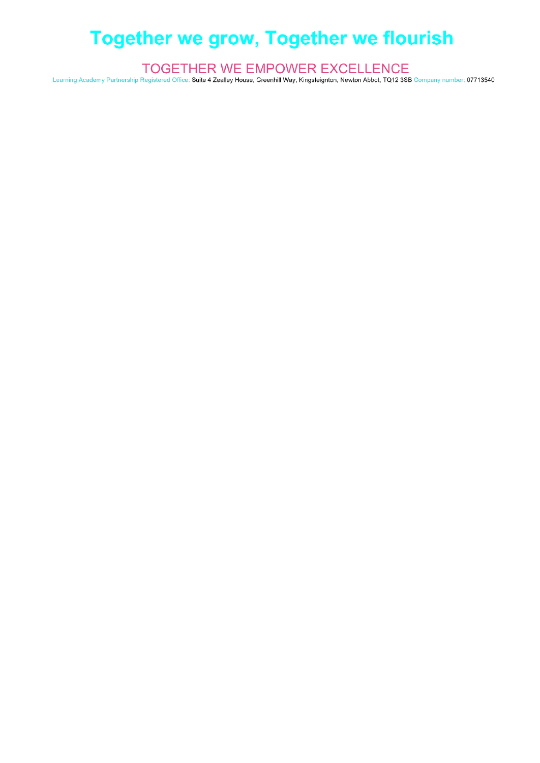# Together we grow, Together we flourish

TOGETHER WE EMPOWER EXCELLENCE

Learning Academy Partnership Registered Office: Suite 4 Zealley House, Greenhill Way, Kingsteignton, Newton Abbot, TQ12 3SB Company number: 07713540